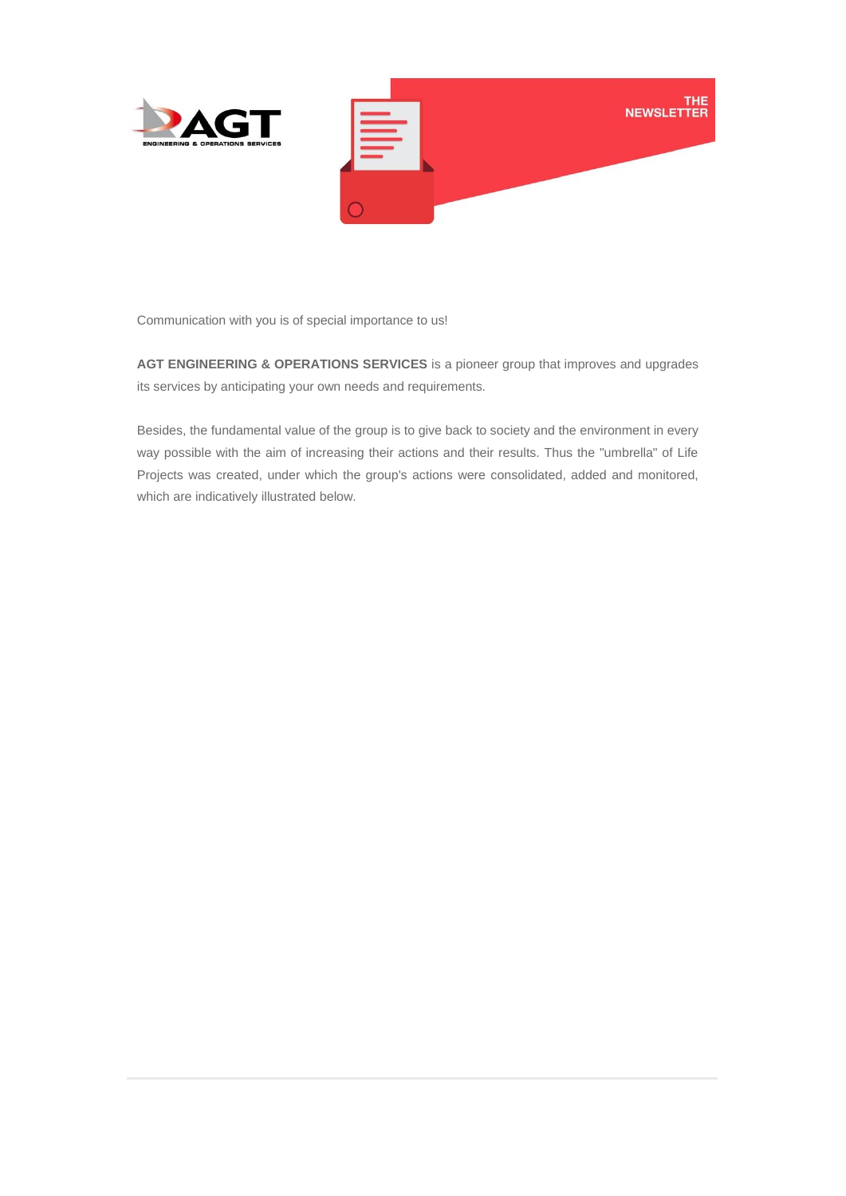THE NEWSLETTER

Communication with you is of special importance to us!

**AGT ENGINEERING & OPERATIONS SERVICES** is a pioneer group that improves and upgrades its services by anticipating your own needs and requirements.

Besides, the fundamental value of the group is to give back to society and the environment in every way possible with the aim of increasing their actions and their results. Thus the "umbrella" of Life Projects was created, under which the group's actions were consolidated, added and monitored, which are indicatively illustrated below.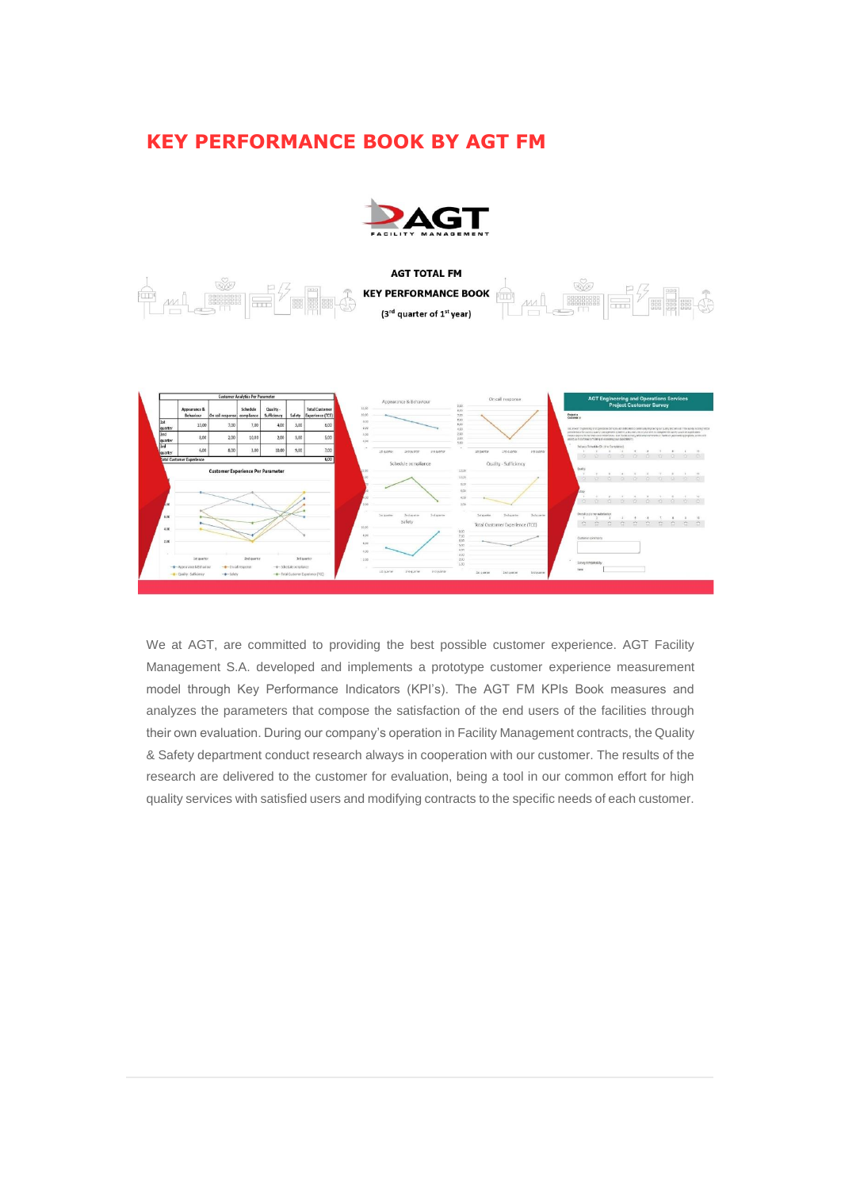# KEY PERFORMANCE BOOK BY AGT FM

AGT TOTAL FM

KEY PERFORMANCE BOOK

(3rd quarter of 1st year)

We at AGT, are committed to providing the best possible customer experience. AGT Facility Management S.A. developed and implements a prototype customer experience measurement model through Key Performance Indicators (KPI's). The AGT FM KPIs Book measures and analyzes the parameters that compose the satisfaction of the end users of the facilities through their own evaluation. During our company's operation in Facility Management contracts, the Quality & Safety department conduct research always in cooperation with our customer. The results of the research are delivered to the customer for evaluation, being a tool in our common effort for high quality services with satisfied users and modifying contracts to the specific needs of each customer.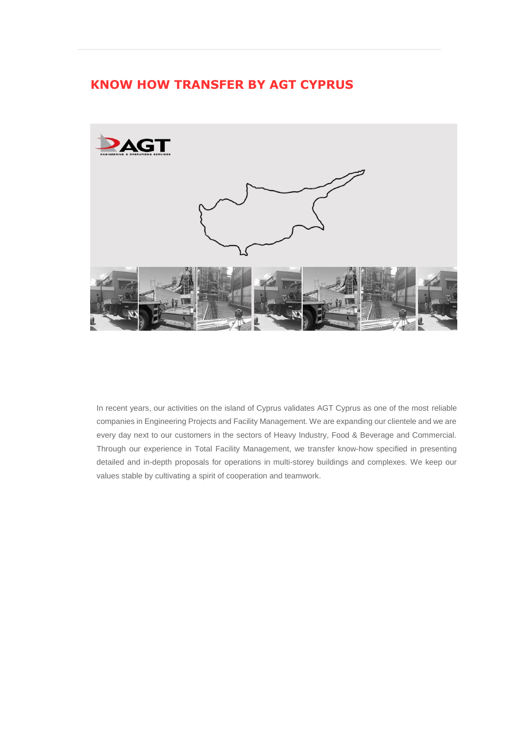## KNOW HOW TRANSFER BY AGT CYPRUS

In recent years, our activities on the island of Cyprus validates AGT Cyprus as one of the most reliable companies in Engineering Projects and Facility Management. We are expanding our clientele and we are every day next to our customers in the sectors of Heavy Industry, Food & Beverage and Commercial. Through our experience in Total Facility Management, we transfer know-how specified in presenting detailed and in-depth proposals for operations in multi-storey buildings and complexes. We keep our values stable by cultivating a spirit of cooperation and teamwork.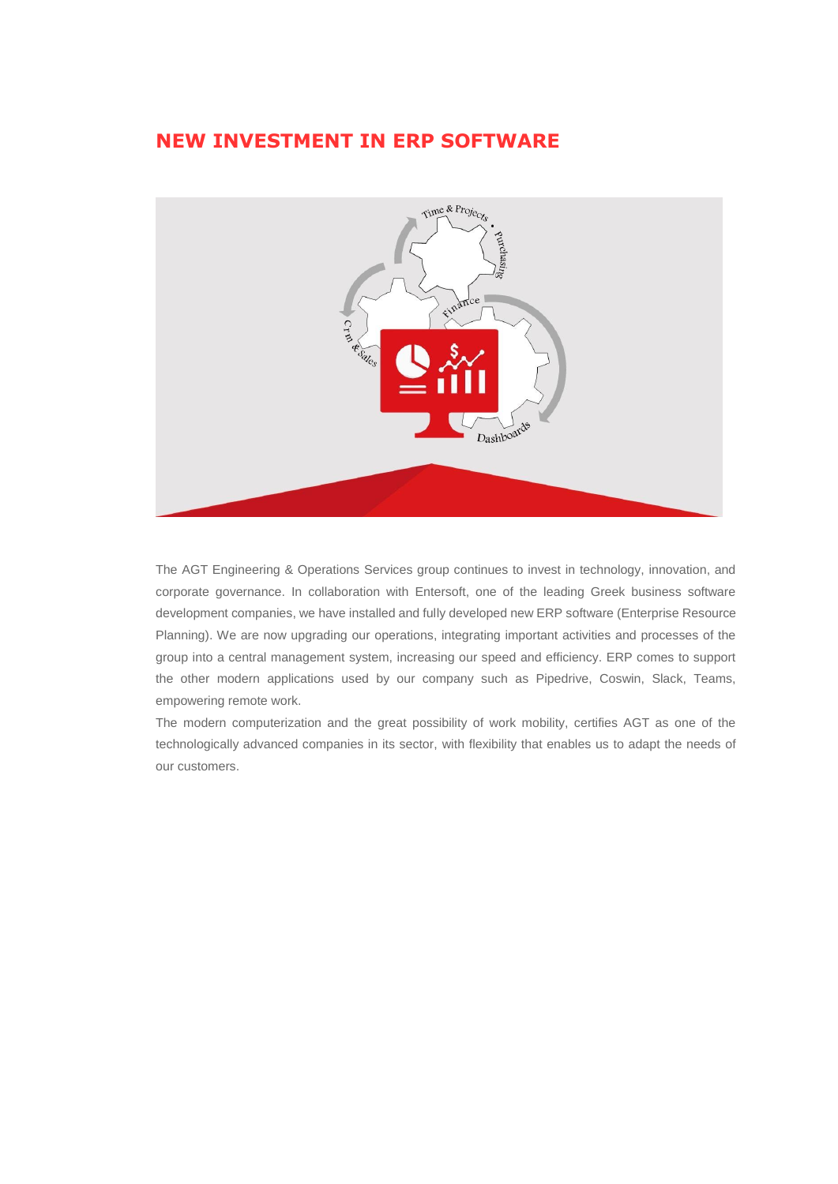## NEW INVESTMENT IN ERP SOFTWARE

The AGT Engineering & Operations Services group continues to invest in technology, innovation, and corporate governance. In collaboration with Entersoft, one of the leading Greek business software development companies, we have installed and fully developed new ERP software (Enterprise Resource Planning). We are now upgrading our operations, integrating important activities and processes of the group into a central management system, increasing our speed and efficiency. ERP comes to support the other modern applications used by our company such as Pipedrive, Coswin, Slack, Teams, empowering remote work.

The modern computerization and the great possibility of work mobility, certifies AGT as one of the technologically advanced companies in its sector, with flexibility that enables us to adapt the needs of our customers.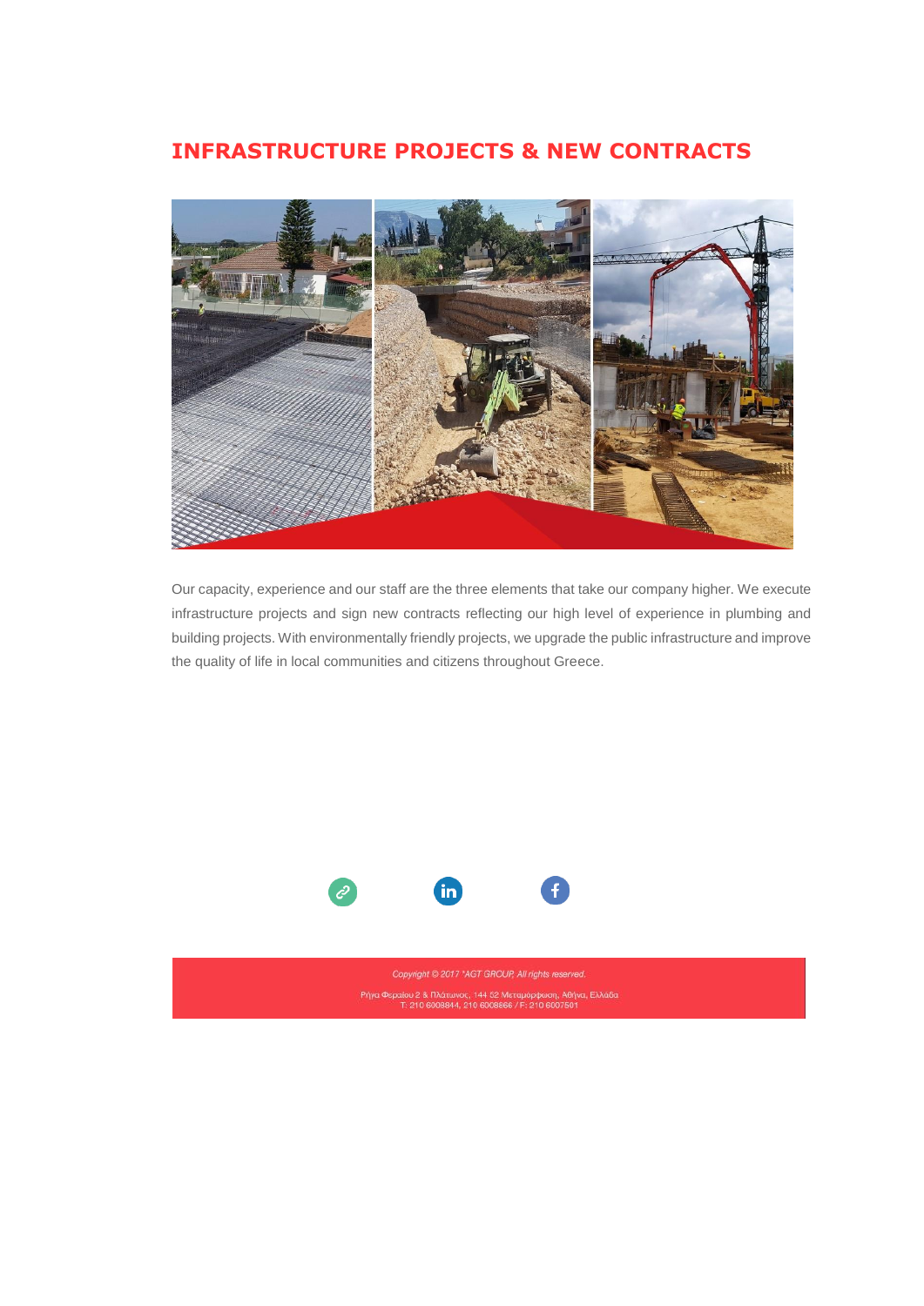# INFRASTRUCTURE PROJECTS & NEW CONTRACTS

Our capacity, experience and our staff are the three elements that take our company higher. We execute infrastructure projects and sign new contracts reflecting our high level of experience in plumbing and building projects. With environmentally friendly projects, we upgrade the public infrastructure and improve the quality of life in local communities and citizens throughout Greece.

*Copyright © 2017 "AGT GROUP, All rights reserved.*

Ρήγα Φεραίου 2 & Πλάτωνος, 144 52 Μεταμόρφωση, Αθήνα, Ελλάδα
T: 210 6008844, 210 6008866 / F: 210 6007501